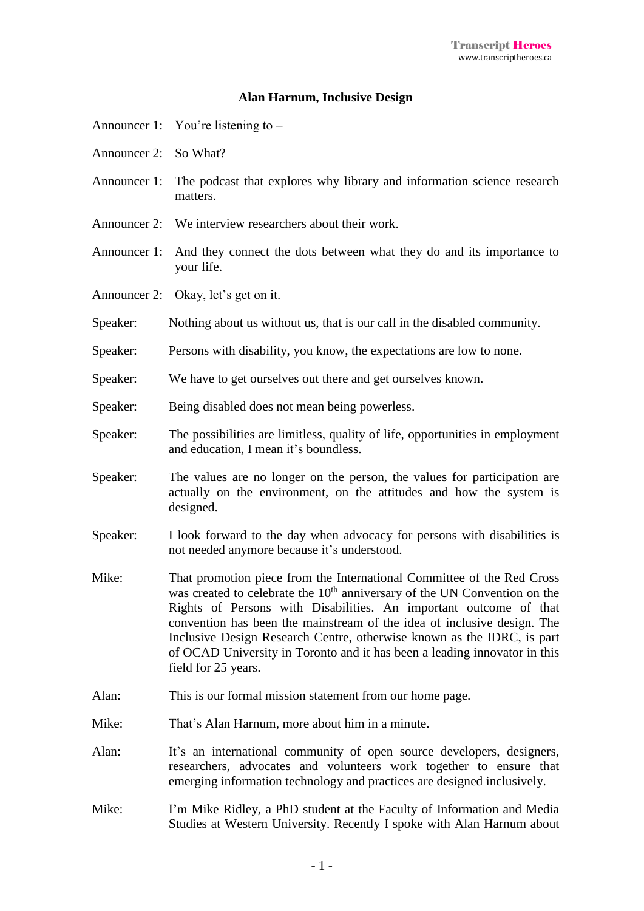**Alan Harnum, Inclusive Design**

Announcer 1: You're listening to –

Announcer 2: So What?

Announcer 1: The podcast that explores why library and information science research matters.

Announcer 2: We interview researchers about their work.

Announcer 1: And they connect the dots between what they do and its importance to your life.

Announcer 2: Okay, let's get on it.

Speaker: Nothing about us without us, that is our call in the disabled community.

Speaker: Persons with disability, you know, the expectations are low to none.

Speaker: We have to get ourselves out there and get ourselves known.

Speaker: Being disabled does not mean being powerless.

Speaker: The possibilities are limitless, quality of life, opportunities in employment and education, I mean it's boundless.

Speaker: The values are no longer on the person, the values for participation are actually on the environment, on the attitudes and how the system is designed.

Speaker: I look forward to the day when advocacy for persons with disabilities is not needed anymore because it's understood.

Mike: That promotion piece from the International Committee of the Red Cross was created to celebrate the 10th anniversary of the UN Convention on the Rights of Persons with Disabilities. An important outcome of that convention has been the mainstream of the idea of inclusive design. The Inclusive Design Research Centre, otherwise known as the IDRC, is part of OCAD University in Toronto and it has been a leading innovator in this field for 25 years.

Alan: This is our formal mission statement from our home page.

Mike: That's Alan Harnum, more about him in a minute.

Alan: It's an international community of open source developers, designers, researchers, advocates and volunteers work together to ensure that emerging information technology and practices are designed inclusively.

Mike: I'm Mike Ridley, a PhD student at the Faculty of Information and Media Studies at Western University. Recently I spoke with Alan Harnum about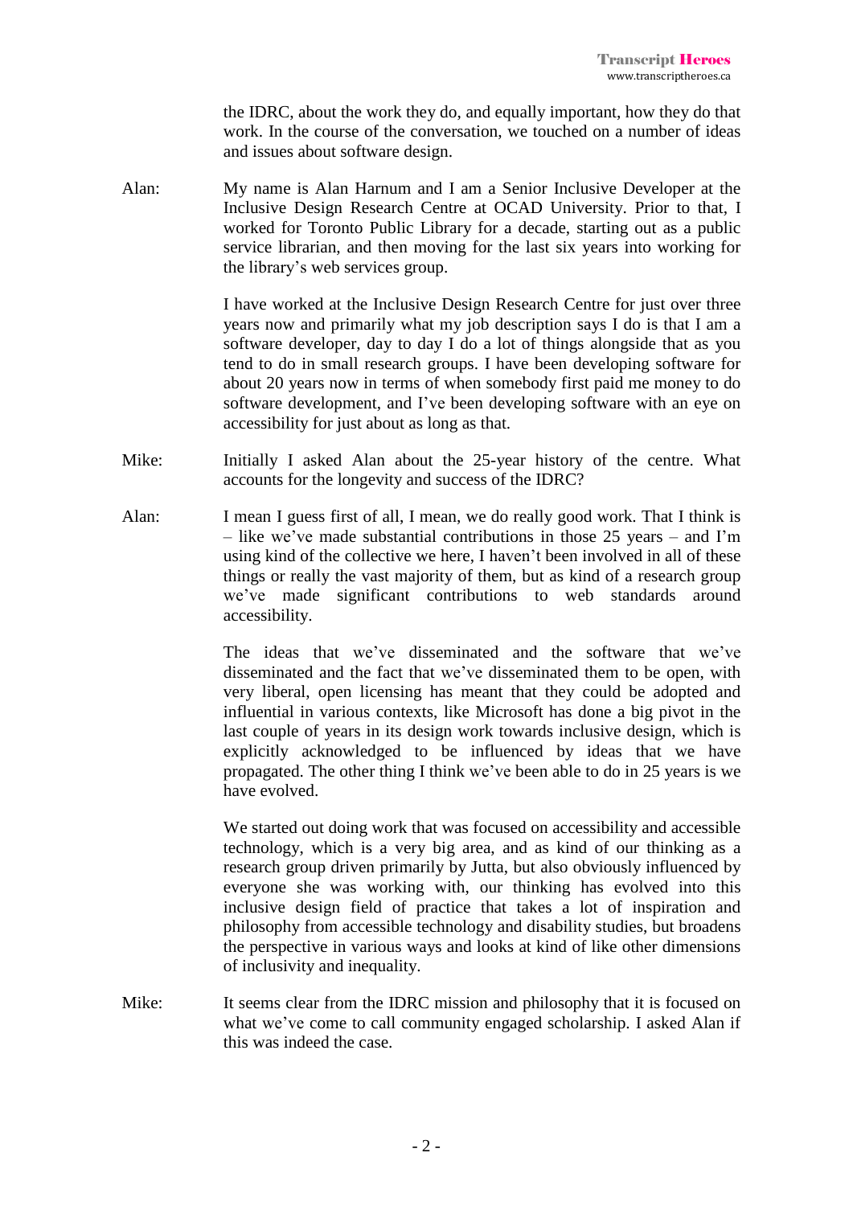the IDRC, about the work they do, and equally important, how they do that work. In the course of the conversation, we touched on a number of ideas and issues about software design.

**Alan:** My name is Alan Harnum and I am a Senior Inclusive Developer at the Inclusive Design Research Centre at OCAD University. Prior to that, I worked for Toronto Public Library for a decade, starting out as a public service librarian, and then moving for the last six years into working for the library's web services group.

I have worked at the Inclusive Design Research Centre for just over three years now and primarily what my job description says I do is that I am a software developer, day to day I do a lot of things alongside that as you tend to do in small research groups. I have been developing software for about 20 years now in terms of when somebody first paid me money to do software development, and I've been developing software with an eye on accessibility for just about as long as that.

**Mike:** Initially I asked Alan about the 25-year history of the centre. What accounts for the longevity and success of the IDRC?

**Alan:** I mean I guess first of all, I mean, we do really good work. That I think is – like we've made substantial contributions in those 25 years – and I'm using kind of the collective we here, I haven't been involved in all of these things or really the vast majority of them, but as kind of a research group we've made significant contributions to web standards around accessibility.

The ideas that we've disseminated and the software that we've disseminated and the fact that we've disseminated them to be open, with very liberal, open licensing has meant that they could be adopted and influential in various contexts, like Microsoft has done a big pivot in the last couple of years in its design work towards inclusive design, which is explicitly acknowledged to be influenced by ideas that we have propagated. The other thing I think we've been able to do in 25 years is we have evolved.

We started out doing work that was focused on accessibility and accessible technology, which is a very big area, and as kind of our thinking as a research group driven primarily by Jutta, but also obviously influenced by everyone she was working with, our thinking has evolved into this inclusive design field of practice that takes a lot of inspiration and philosophy from accessible technology and disability studies, but broadens the perspective in various ways and looks at kind of like other dimensions of inclusivity and inequality.

**Mike:** It seems clear from the IDRC mission and philosophy that it is focused on what we've come to call community engaged scholarship. I asked Alan if this was indeed the case.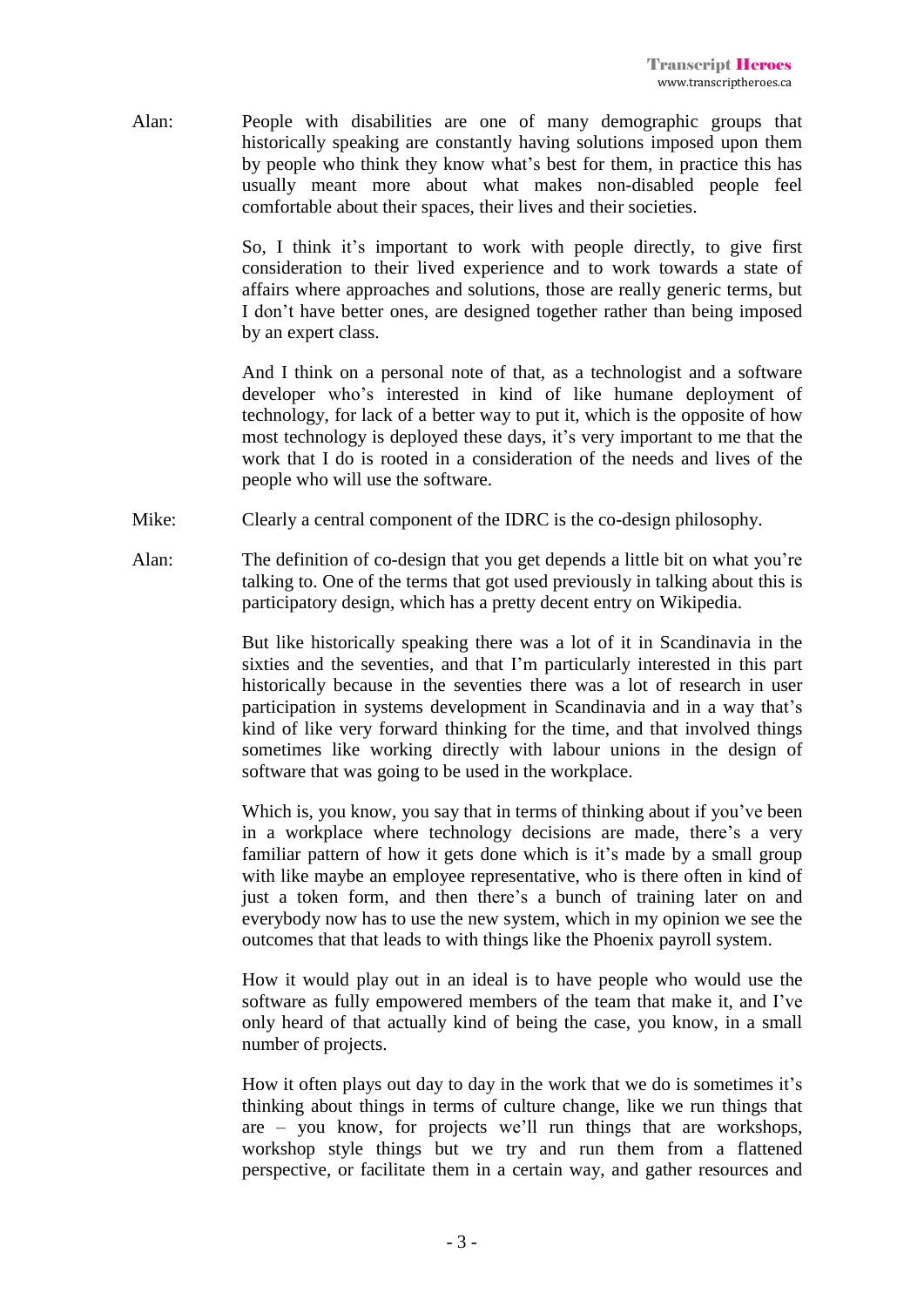Alan: People with disabilities are one of many demographic groups that historically speaking are constantly having solutions imposed upon them by people who think they know what's best for them, in practice this has usually meant more about what makes non-disabled people feel comfortable about their spaces, their lives and their societies.

So, I think it's important to work with people directly, to give first consideration to their lived experience and to work towards a state of affairs where approaches and solutions, those are really generic terms, but I don't have better ones, are designed together rather than being imposed by an expert class.

And I think on a personal note of that, as a technologist and a software developer who's interested in kind of like humane deployment of technology, for lack of a better way to put it, which is the opposite of how most technology is deployed these days, it's very important to me that the work that I do is rooted in a consideration of the needs and lives of the people who will use the software.

Mike: Clearly a central component of the IDRC is the co-design philosophy.

Alan: The definition of co-design that you get depends a little bit on what you're talking to. One of the terms that got used previously in talking about this is participatory design, which has a pretty decent entry on Wikipedia.

But like historically speaking there was a lot of it in Scandinavia in the sixties and the seventies, and that I'm particularly interested in this part historically because in the seventies there was a lot of research in user participation in systems development in Scandinavia and in a way that's kind of like very forward thinking for the time, and that involved things sometimes like working directly with labour unions in the design of software that was going to be used in the workplace.

Which is, you know, you say that in terms of thinking about if you've been in a workplace where technology decisions are made, there's a very familiar pattern of how it gets done which is it's made by a small group with like maybe an employee representative, who is there often in kind of just a token form, and then there's a bunch of training later on and everybody now has to use the new system, which in my opinion we see the outcomes that that leads to with things like the Phoenix payroll system.

How it would play out in an ideal is to have people who would use the software as fully empowered members of the team that make it, and I've only heard of that actually kind of being the case, you know, in a small number of projects.

How it often plays out day to day in the work that we do is sometimes it's thinking about things in terms of culture change, like we run things that are – you know, for projects we'll run things that are workshops, workshop style things but we try and run them from a flattened perspective, or facilitate them in a certain way, and gather resources and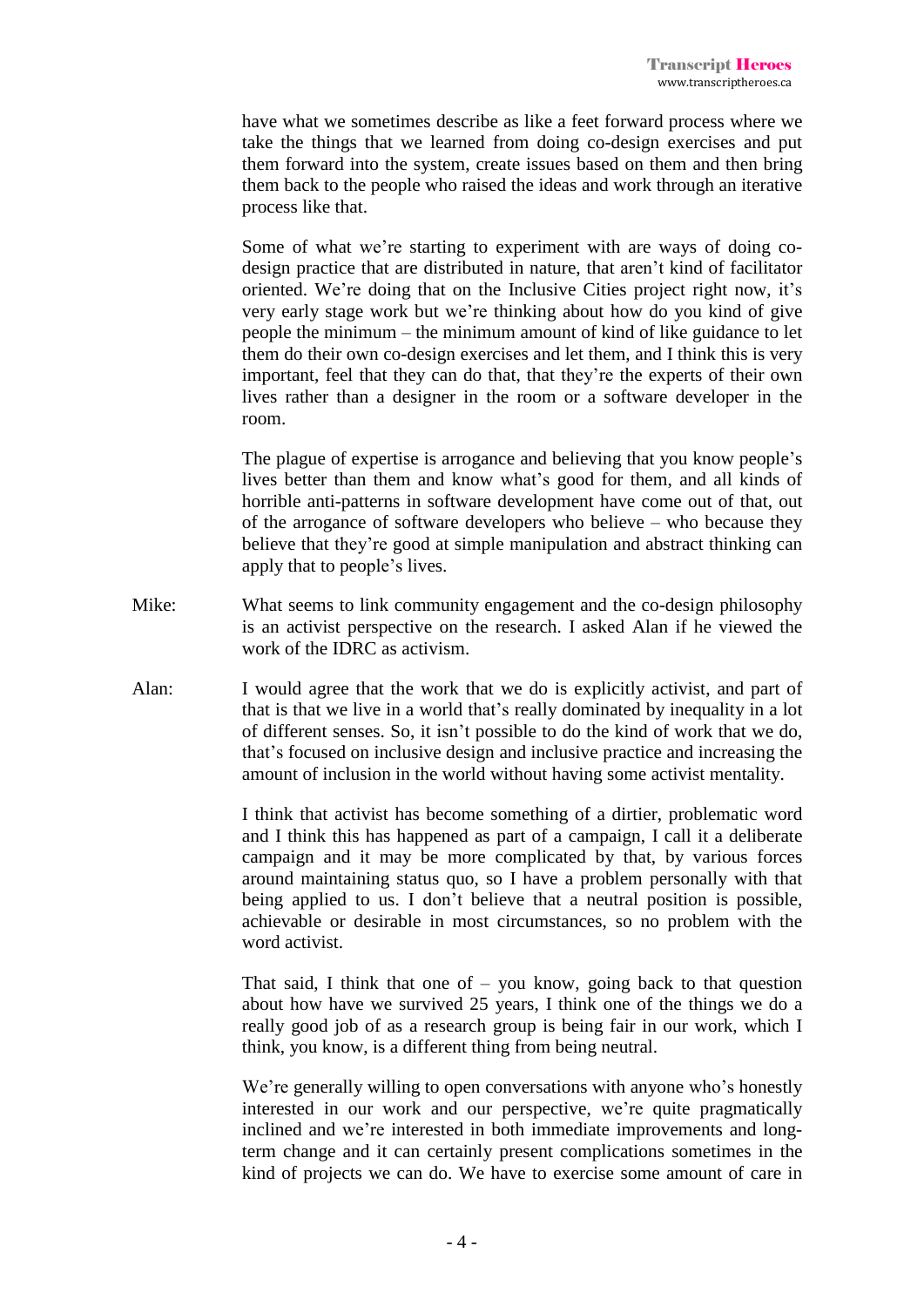have what we sometimes describe as like a feet forward process where we take the things that we learned from doing co-design exercises and put them forward into the system, create issues based on them and then bring them back to the people who raised the ideas and work through an iterative process like that.

Some of what we're starting to experiment with are ways of doing co-design practice that are distributed in nature, that aren't kind of facilitator oriented. We're doing that on the Inclusive Cities project right now, it's very early stage work but we're thinking about how do you kind of give people the minimum – the minimum amount of kind of like guidance to let them do their own co-design exercises and let them, and I think this is very important, feel that they can do that, that they're the experts of their own lives rather than a designer in the room or a software developer in the room.

The plague of expertise is arrogance and believing that you know people's lives better than them and know what's good for them, and all kinds of horrible anti-patterns in software development have come out of that, out of the arrogance of software developers who believe – who because they believe that they're good at simple manipulation and abstract thinking can apply that to people's lives.

Mike: What seems to link community engagement and the co-design philosophy is an activist perspective on the research. I asked Alan if he viewed the work of the IDRC as activism.

Alan: I would agree that the work that we do is explicitly activist, and part of that is that we live in a world that's really dominated by inequality in a lot of different senses. So, it isn't possible to do the kind of work that we do, that's focused on inclusive design and inclusive practice and increasing the amount of inclusion in the world without having some activist mentality.

I think that activist has become something of a dirtier, problematic word and I think this has happened as part of a campaign, I call it a deliberate campaign and it may be more complicated by that, by various forces around maintaining status quo, so I have a problem personally with that being applied to us. I don't believe that a neutral position is possible, achievable or desirable in most circumstances, so no problem with the word activist.

That said, I think that one of – you know, going back to that question about how have we survived 25 years, I think one of the things we do a really good job of as a research group is being fair in our work, which I think, you know, is a different thing from being neutral.

We're generally willing to open conversations with anyone who's honestly interested in our work and our perspective, we're quite pragmatically inclined and we're interested in both immediate improvements and long-term change and it can certainly present complications sometimes in the kind of projects we can do. We have to exercise some amount of care in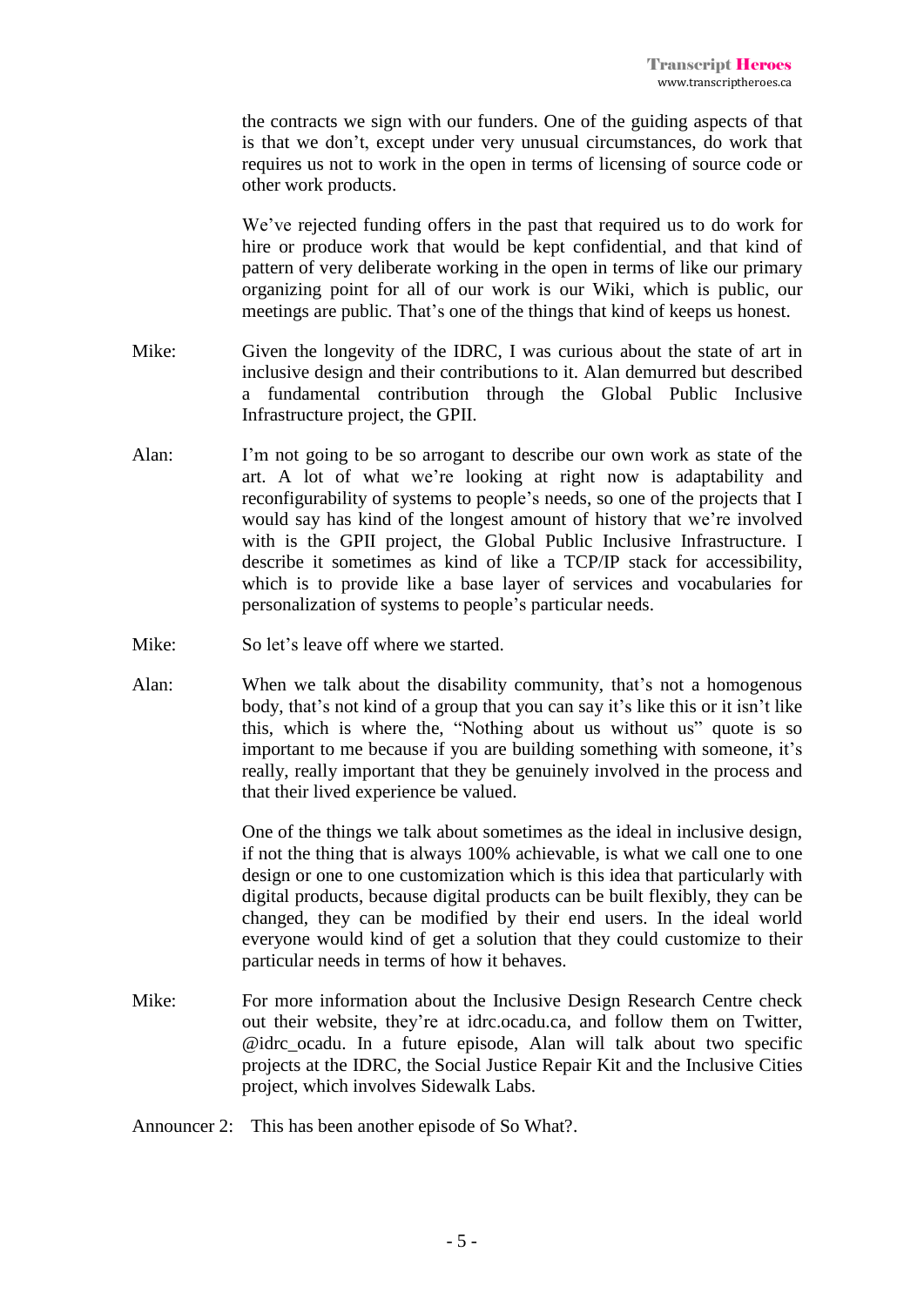the contracts we sign with our funders. One of the guiding aspects of that is that we don't, except under very unusual circumstances, do work that requires us not to work in the open in terms of licensing of source code or other work products.

We've rejected funding offers in the past that required us to do work for hire or produce work that would be kept confidential, and that kind of pattern of very deliberate working in the open in terms of like our primary organizing point for all of our work is our Wiki, which is public, our meetings are public. That's one of the things that kind of keeps us honest.

Mike: Given the longevity of the IDRC, I was curious about the state of art in inclusive design and their contributions to it. Alan demurred but described a fundamental contribution through the Global Public Inclusive Infrastructure project, the GPII.

Alan: I'm not going to be so arrogant to describe our own work as state of the art. A lot of what we're looking at right now is adaptability and reconfigurability of systems to people's needs, so one of the projects that I would say has kind of the longest amount of history that we're involved with is the GPII project, the Global Public Inclusive Infrastructure. I describe it sometimes as kind of like a TCP/IP stack for accessibility, which is to provide like a base layer of services and vocabularies for personalization of systems to people's particular needs.

Mike: So let's leave off where we started.

Alan: When we talk about the disability community, that's not a homogenous body, that's not kind of a group that you can say it's like this or it isn't like this, which is where the, "Nothing about us without us" quote is so important to me because if you are building something with someone, it's really, really important that they be genuinely involved in the process and that their lived experience be valued.

One of the things we talk about sometimes as the ideal in inclusive design, if not the thing that is always 100% achievable, is what we call one to one design or one to one customization which is this idea that particularly with digital products, because digital products can be built flexibly, they can be changed, they can be modified by their end users. In the ideal world everyone would kind of get a solution that they could customize to their particular needs in terms of how it behaves.

Mike: For more information about the Inclusive Design Research Centre check out their website, they're at idrc.ocadu.ca, and follow them on Twitter, @idrc_ocadu. In a future episode, Alan will talk about two specific projects at the IDRC, the Social Justice Repair Kit and the Inclusive Cities project, which involves Sidewalk Labs.

Announcer 2: This has been another episode of So What?.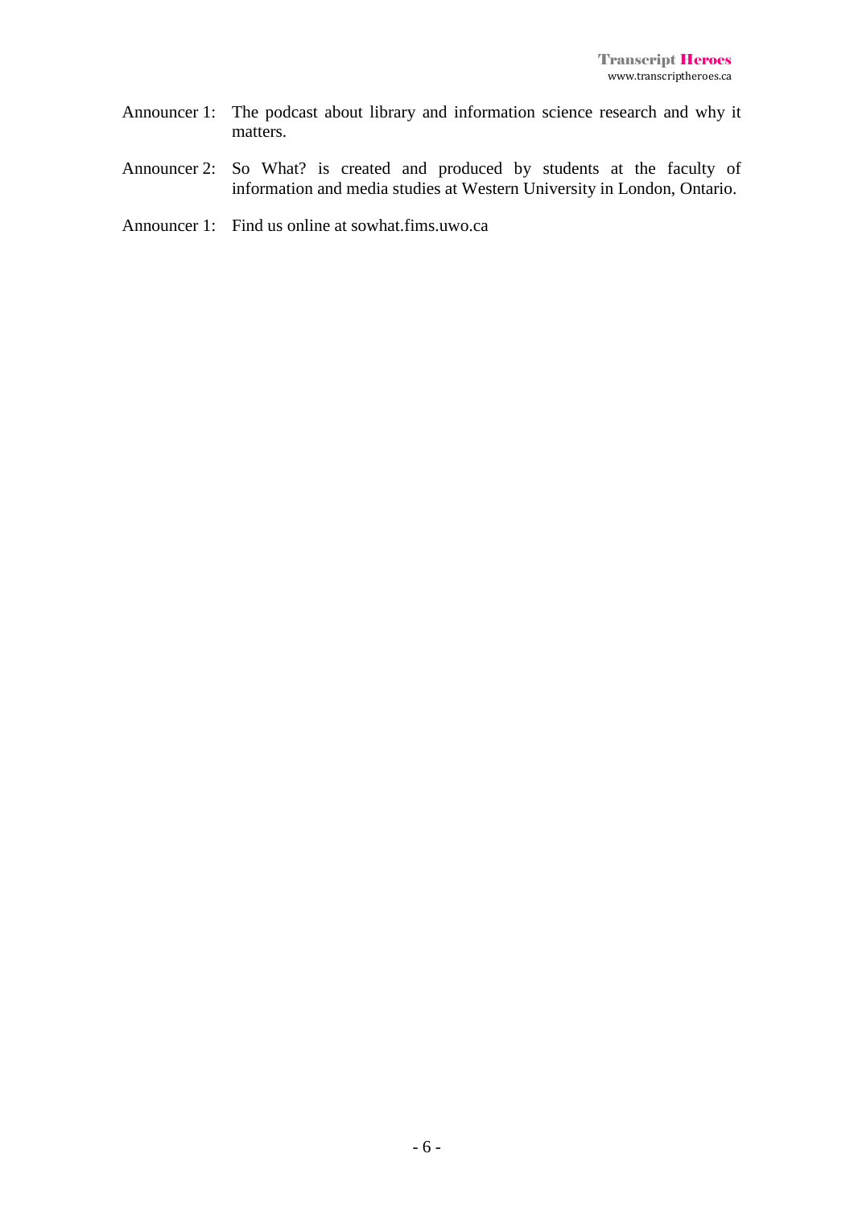Announcer 1: The podcast about library and information science research and why it matters.

Announcer 2: So What? is created and produced by students at the faculty of information and media studies at Western University in London, Ontario.

Announcer 1: Find us online at sowhat.fims.uwo.ca